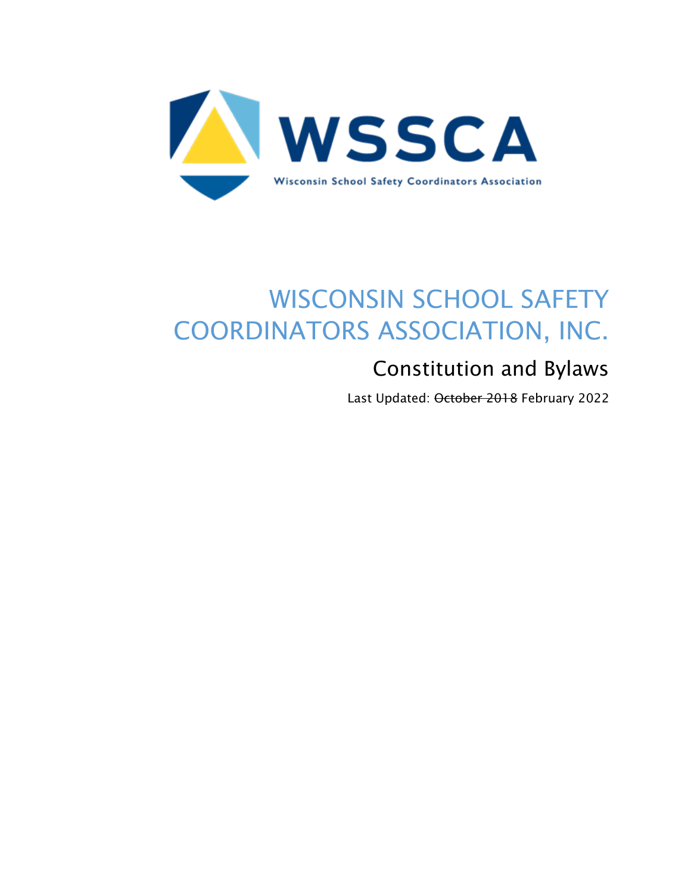WSSCA

Wisconsin School Safety Coordinators Association

# WISCONSIN SCHOOL SAFETY COORDINATORS ASSOCIATION, INC.

## Constitution and Bylaws

Last Updated: ~~October 2018~~ February 2022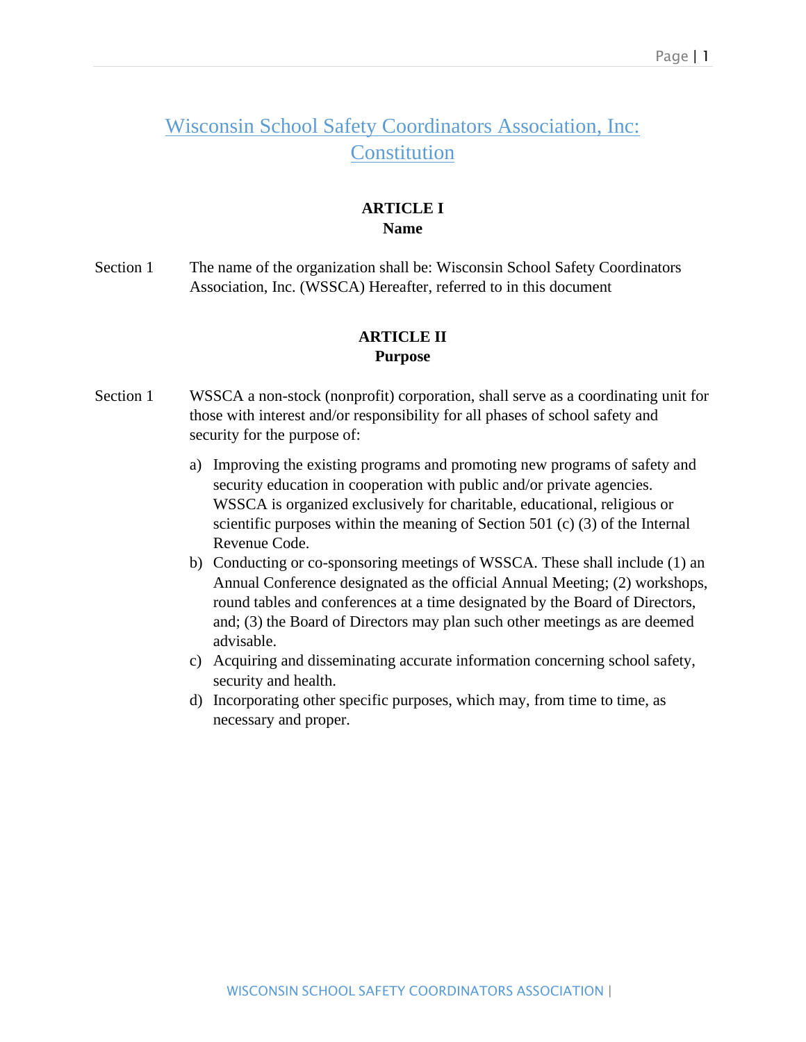# Wisconsin School Safety Coordinators Association, Inc: Constitution

## ARTICLE I
## Name

Section 1 The name of the organization shall be: Wisconsin School Safety Coordinators Association, Inc. (WSSCA) Hereafter, referred to in this document

## ARTICLE II
## Purpose

Section 1 WSSCA a non-stock (nonprofit) corporation, shall serve as a coordinating unit for those with interest and/or responsibility for all phases of school safety and security for the purpose of:

a) Improving the existing programs and promoting new programs of safety and security education in cooperation with public and/or private agencies. WSSCA is organized exclusively for charitable, educational, religious or scientific purposes within the meaning of Section 501 (c) (3) of the Internal Revenue Code.
b) Conducting or co-sponsoring meetings of WSSCA. These shall include (1) an Annual Conference designated as the official Annual Meeting; (2) workshops, round tables and conferences at a time designated by the Board of Directors, and; (3) the Board of Directors may plan such other meetings as are deemed advisable.
c) Acquiring and disseminating accurate information concerning school safety, security and health.
d) Incorporating other specific purposes, which may, from time to time, as necessary and proper.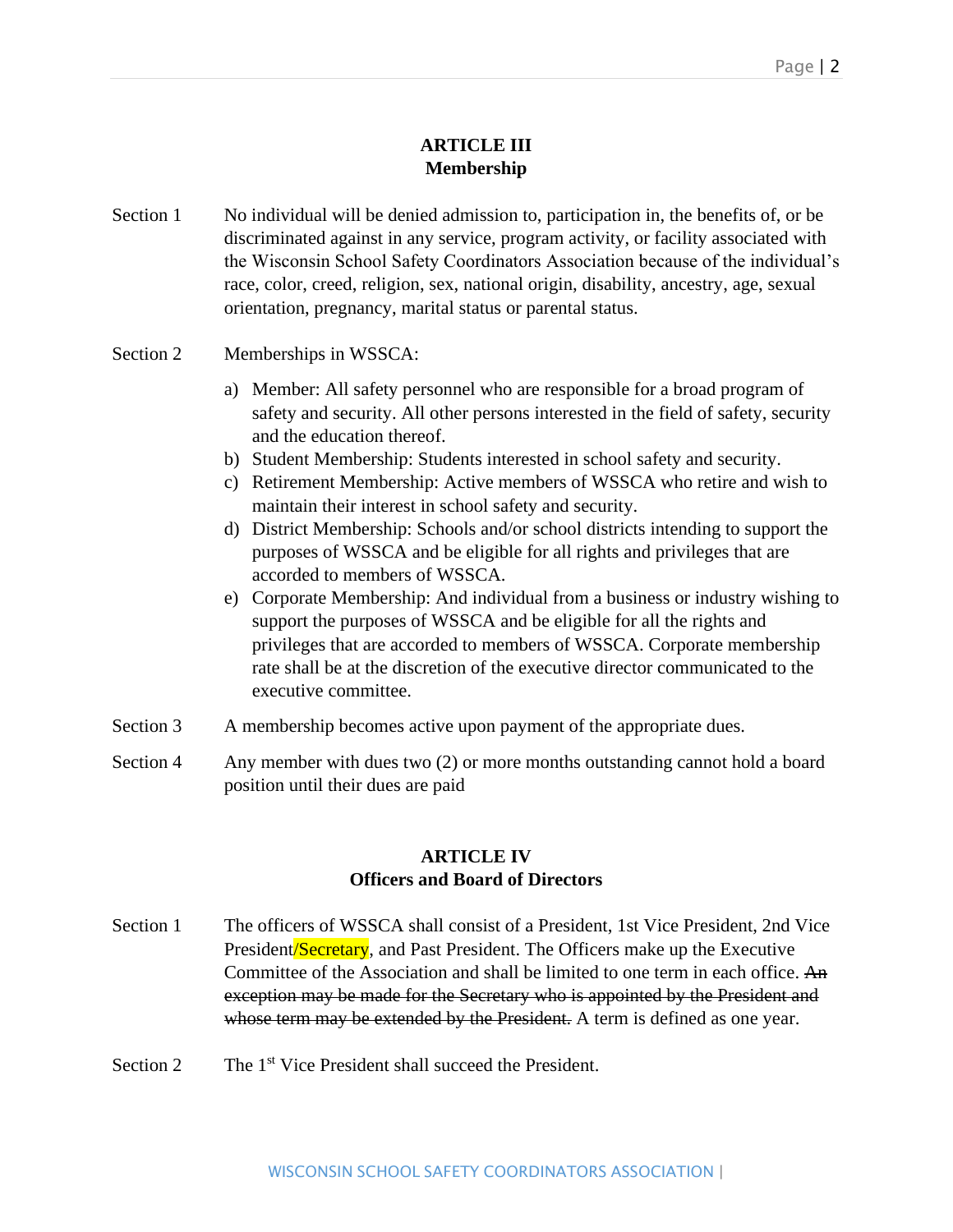## ARTICLE III
## Membership

Section 1 No individual will be denied admission to, participation in, the benefits of, or be discriminated against in any service, program activity, or facility associated with the Wisconsin School Safety Coordinators Association because of the individual's race, color, creed, religion, sex, national origin, disability, ancestry, age, sexual orientation, pregnancy, marital status or parental status.

Section 2 Memberships in WSSCA:

a) Member: All safety personnel who are responsible for a broad program of safety and security. All other persons interested in the field of safety, security and the education thereof.
b) Student Membership: Students interested in school safety and security.
c) Retirement Membership: Active members of WSSCA who retire and wish to maintain their interest in school safety and security.
d) District Membership: Schools and/or school districts intending to support the purposes of WSSCA and be eligible for all rights and privileges that are accorded to members of WSSCA.
e) Corporate Membership: And individual from a business or industry wishing to support the purposes of WSSCA and be eligible for all the rights and privileges that are accorded to members of WSSCA. Corporate membership rate shall be at the discretion of the executive director communicated to the executive committee.

Section 3 A membership becomes active upon payment of the appropriate dues.

Section 4 Any member with dues two (2) or more months outstanding cannot hold a board position until their dues are paid

## ARTICLE IV
## Officers and Board of Directors

Section 1 The officers of WSSCA shall consist of a President, 1st Vice President, 2nd Vice President/Secretary, and Past President. The Officers make up the Executive Committee of the Association and shall be limited to one term in each office. ~~An exception may be made for the Secretary who is appointed by the President and whose term may be extended by the President.~~ A term is defined as one year.

Section 2 The 1st Vice President shall succeed the President.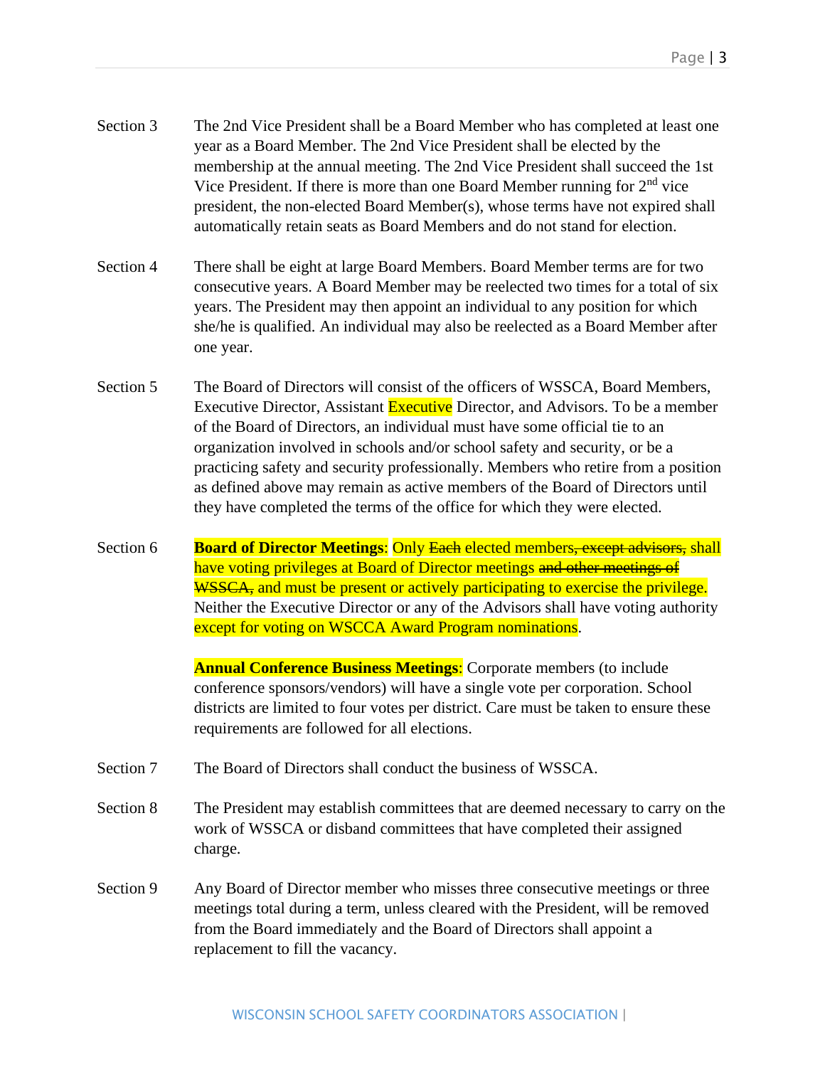Section 3 The 2nd Vice President shall be a Board Member who has completed at least one year as a Board Member. The 2nd Vice President shall be elected by the membership at the annual meeting. The 2nd Vice President shall succeed the 1st Vice President. If there is more than one Board Member running for 2nd vice president, the non-elected Board Member(s), whose terms have not expired shall automatically retain seats as Board Members and do not stand for election.

Section 4 There shall be eight at large Board Members. Board Member terms are for two consecutive years. A Board Member may be reelected two times for a total of six years. The President may then appoint an individual to any position for which she/he is qualified. An individual may also be reelected as a Board Member after one year.

Section 5 The Board of Directors will consist of the officers of WSSCA, Board Members, Executive Director, Assistant Executive Director, and Advisors. To be a member of the Board of Directors, an individual must have some official tie to an organization involved in schools and/or school safety and security, or be a practicing safety and security professionally. Members who retire from a position as defined above may remain as active members of the Board of Directors until they have completed the terms of the office for which they were elected.

Section 6 **Board of Director Meetings**: Only ~~Each~~ elected members~~, except advisors,~~ shall have voting privileges at Board of Director meetings ~~and other meetings of WSSCA,~~ and must be present or actively participating to exercise the privilege. Neither the Executive Director or any of the Advisors shall have voting authority except for voting on WSCCA Award Program nominations.

**Annual Conference Business Meetings**: Corporate members (to include conference sponsors/vendors) will have a single vote per corporation. School districts are limited to four votes per district. Care must be taken to ensure these requirements are followed for all elections.

Section 7 The Board of Directors shall conduct the business of WSSCA.

Section 8 The President may establish committees that are deemed necessary to carry on the work of WSSCA or disband committees that have completed their assigned charge.

Section 9 Any Board of Director member who misses three consecutive meetings or three meetings total during a term, unless cleared with the President, will be removed from the Board immediately and the Board of Directors shall appoint a replacement to fill the vacancy.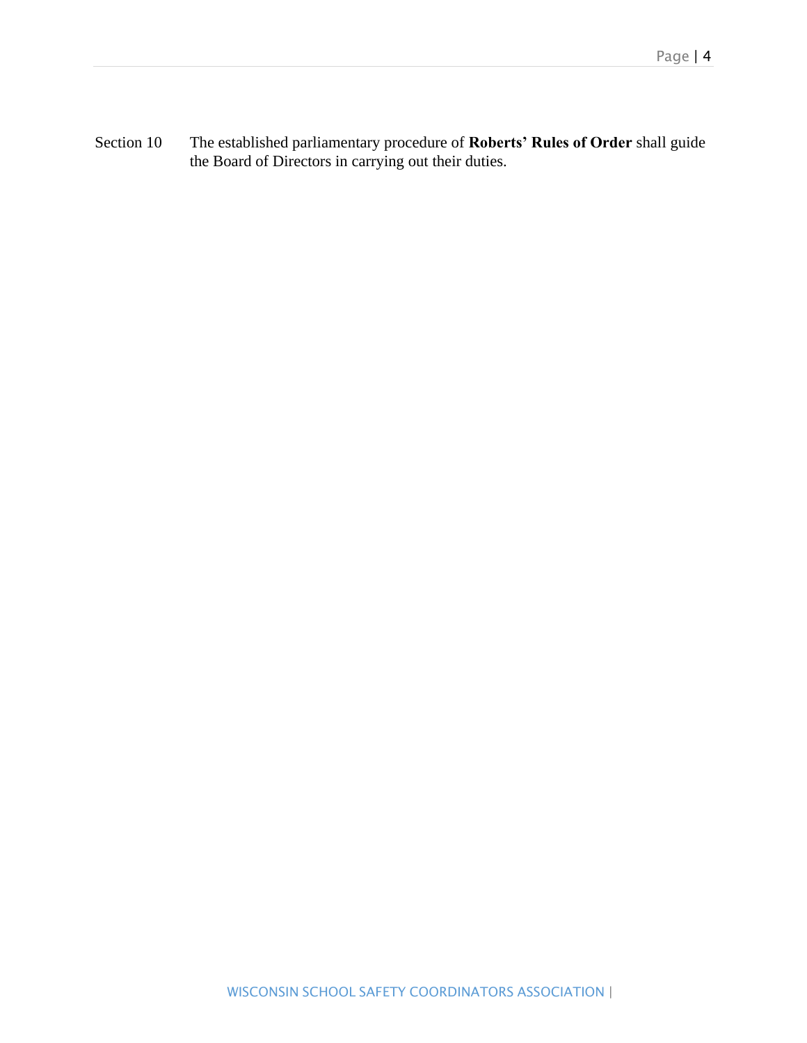Section 10 The established parliamentary procedure of **Roberts' Rules of Order** shall guide the Board of Directors in carrying out their duties.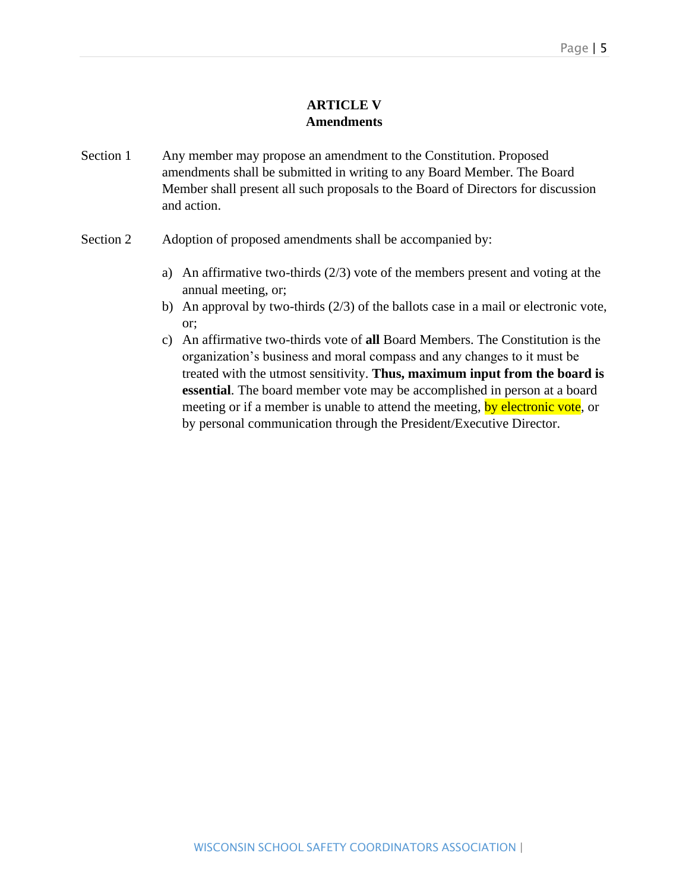## ARTICLE V
## Amendments

Section 1 Any member may propose an amendment to the Constitution. Proposed amendments shall be submitted in writing to any Board Member. The Board Member shall present all such proposals to the Board of Directors for discussion and action.

Section 2 Adoption of proposed amendments shall be accompanied by:

a) An affirmative two-thirds (2/3) vote of the members present and voting at the annual meeting, or;
b) An approval by two-thirds (2/3) of the ballots case in a mail or electronic vote, or;
c) An affirmative two-thirds vote of **all** Board Members. The Constitution is the organization's business and moral compass and any changes to it must be treated with the utmost sensitivity. **Thus, maximum input from the board is essential**. The board member vote may be accomplished in person at a board meeting or if a member is unable to attend the meeting, by electronic vote, or by personal communication through the President/Executive Director.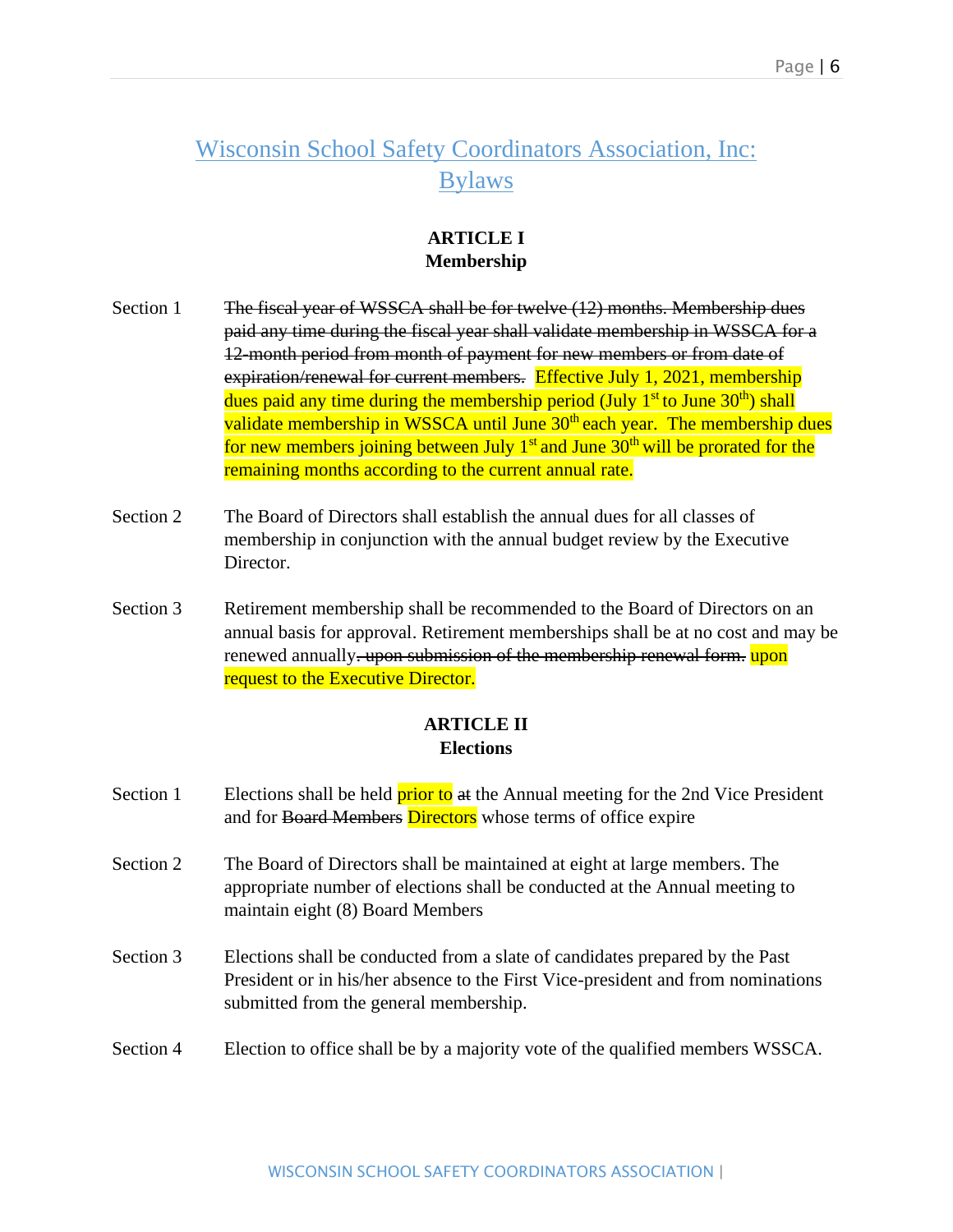# Wisconsin School Safety Coordinators Association, Inc: Bylaws

## ARTICLE I
## Membership

Section 1 ~~The fiscal year of WSSCA shall be for twelve (12) months. Membership dues paid any time during the fiscal year shall validate membership in WSSCA for a 12-month period from month of payment for new members or from date of expiration/renewal for current members.~~ Effective July 1, 2021, membership dues paid any time during the membership period (July 1st to June 30th) shall validate membership in WSSCA until June 30th each year. The membership dues for new members joining between July 1st and June 30th will be prorated for the remaining months according to the current annual rate.

Section 2 The Board of Directors shall establish the annual dues for all classes of membership in conjunction with the annual budget review by the Executive Director.

Section 3 Retirement membership shall be recommended to the Board of Directors on an annual basis for approval. Retirement memberships shall be at no cost and may be renewed annually~~. upon submission of the membership renewal form.~~ upon request to the Executive Director.

## ARTICLE II
## Elections

Section 1 Elections shall be held prior to ~~at~~ the Annual meeting for the 2nd Vice President and for ~~Board Members~~ Directors whose terms of office expire

Section 2 The Board of Directors shall be maintained at eight at large members. The appropriate number of elections shall be conducted at the Annual meeting to maintain eight (8) Board Members

Section 3 Elections shall be conducted from a slate of candidates prepared by the Past President or in his/her absence to the First Vice-president and from nominations submitted from the general membership.

Section 4 Election to office shall be by a majority vote of the qualified members WSSCA.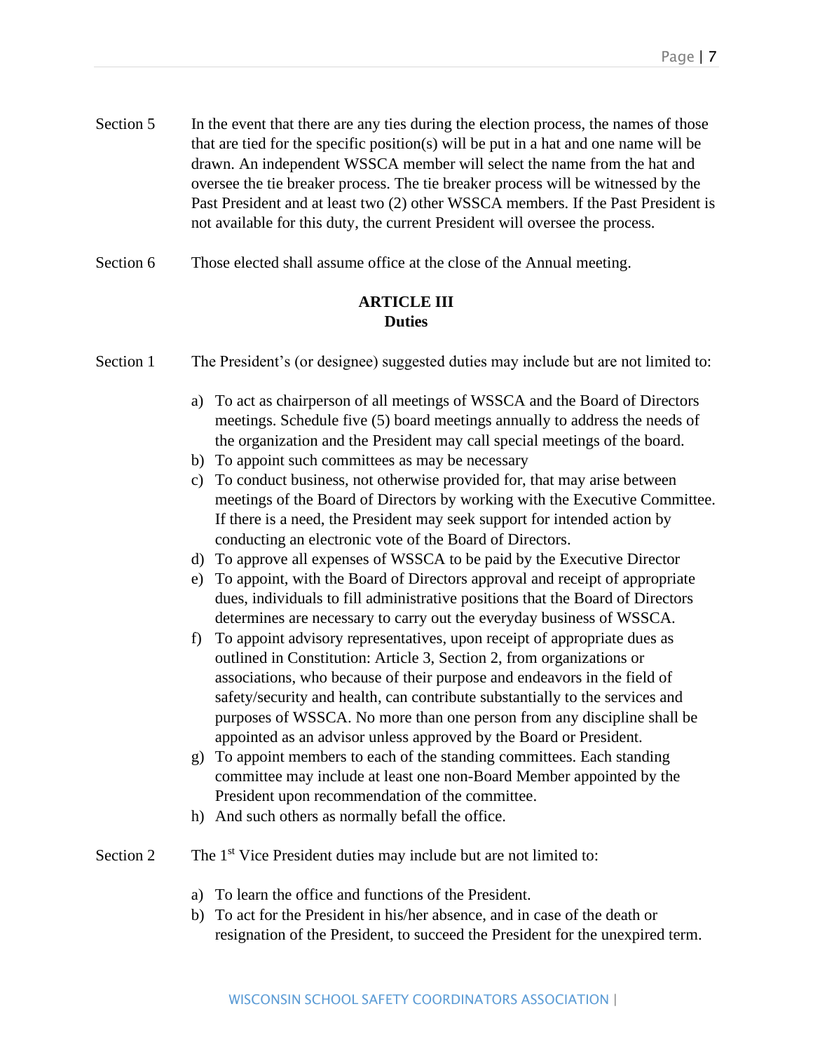Section 5 In the event that there are any ties during the election process, the names of those that are tied for the specific position(s) will be put in a hat and one name will be drawn. An independent WSSCA member will select the name from the hat and oversee the tie breaker process. The tie breaker process will be witnessed by the Past President and at least two (2) other WSSCA members. If the Past President is not available for this duty, the current President will oversee the process.

Section 6 Those elected shall assume office at the close of the Annual meeting.

## ARTICLE III
## Duties

Section 1 The President's (or designee) suggested duties may include but are not limited to:

a) To act as chairperson of all meetings of WSSCA and the Board of Directors meetings. Schedule five (5) board meetings annually to address the needs of the organization and the President may call special meetings of the board.
b) To appoint such committees as may be necessary
c) To conduct business, not otherwise provided for, that may arise between meetings of the Board of Directors by working with the Executive Committee. If there is a need, the President may seek support for intended action by conducting an electronic vote of the Board of Directors.
d) To approve all expenses of WSSCA to be paid by the Executive Director
e) To appoint, with the Board of Directors approval and receipt of appropriate dues, individuals to fill administrative positions that the Board of Directors determines are necessary to carry out the everyday business of WSSCA.
f) To appoint advisory representatives, upon receipt of appropriate dues as outlined in Constitution: Article 3, Section 2, from organizations or associations, who because of their purpose and endeavors in the field of safety/security and health, can contribute substantially to the services and purposes of WSSCA. No more than one person from any discipline shall be appointed as an advisor unless approved by the Board or President.
g) To appoint members to each of the standing committees. Each standing committee may include at least one non-Board Member appointed by the President upon recommendation of the committee.
h) And such others as normally befall the office.

Section 2 The 1st Vice President duties may include but are not limited to:

a) To learn the office and functions of the President.
b) To act for the President in his/her absence, and in case of the death or resignation of the President, to succeed the President for the unexpired term.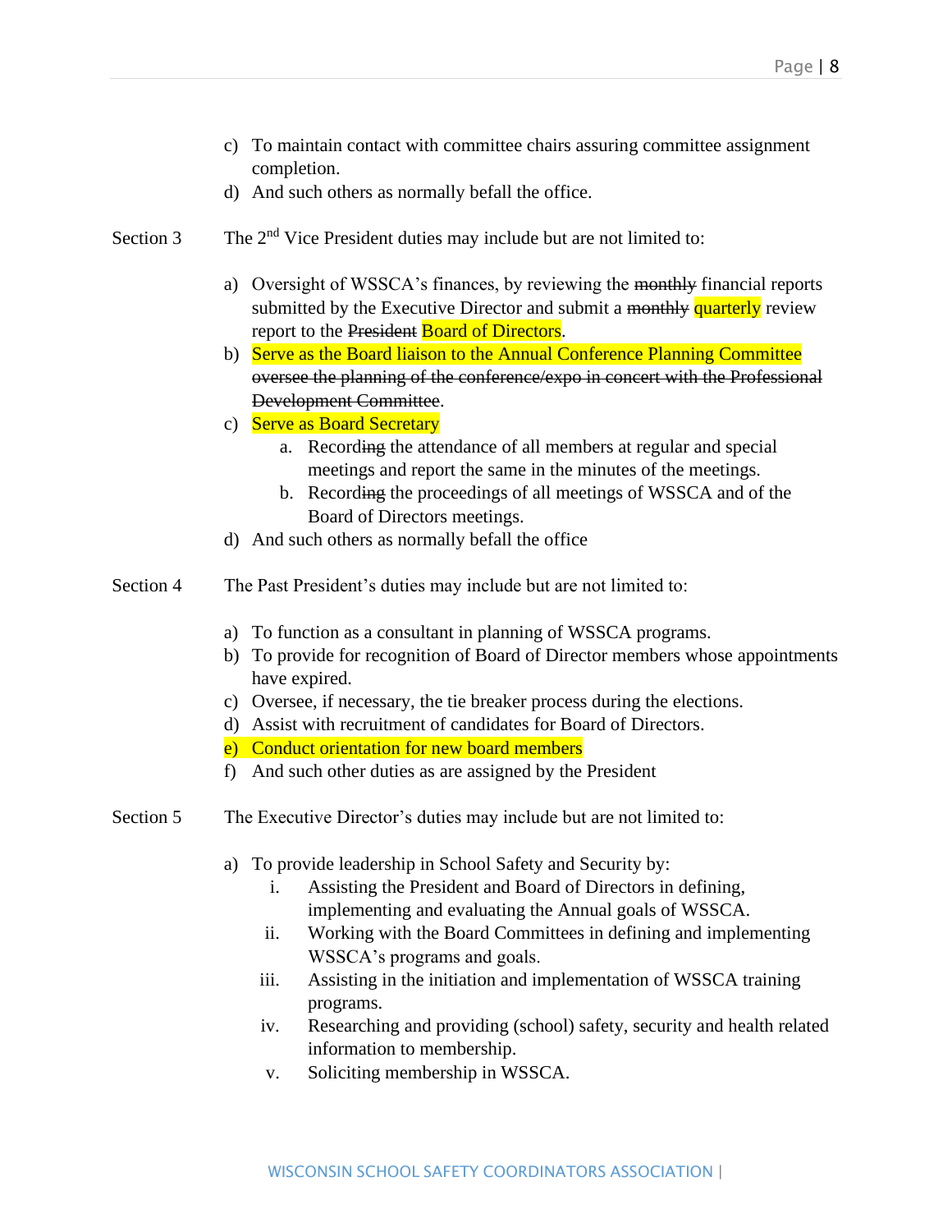c) To maintain contact with committee chairs assuring committee assignment completion.
d) And such others as normally befall the office.

Section 3 The 2nd Vice President duties may include but are not limited to:

a) Oversight of WSSCA's finances, by reviewing the ~~monthly~~ financial reports submitted by the Executive Director and submit a ~~monthly~~ quarterly review report to the ~~President~~ Board of Directors.
b) Serve as the Board liaison to the Annual Conference Planning Committee ~~oversee the planning of the conference/expo in concert with the Professional Development Committee~~.
c) Serve as Board Secretary
    a. Record~~ing~~ the attendance of all members at regular and special meetings and report the same in the minutes of the meetings.
    b. Record~~ing~~ the proceedings of all meetings of WSSCA and of the Board of Directors meetings.
d) And such others as normally befall the office

Section 4 The Past President's duties may include but are not limited to:

a) To function as a consultant in planning of WSSCA programs.
b) To provide for recognition of Board of Director members whose appointments have expired.
c) Oversee, if necessary, the tie breaker process during the elections.
d) Assist with recruitment of candidates for Board of Directors.
e) Conduct orientation for new board members
f) And such other duties as are assigned by the President

Section 5 The Executive Director's duties may include but are not limited to:

a) To provide leadership in School Safety and Security by:
    i. Assisting the President and Board of Directors in defining, implementing and evaluating the Annual goals of WSSCA.
    ii. Working with the Board Committees in defining and implementing WSSCA's programs and goals.
    iii. Assisting in the initiation and implementation of WSSCA training programs.
    iv. Researching and providing (school) safety, security and health related information to membership.
    v. Soliciting membership in WSSCA.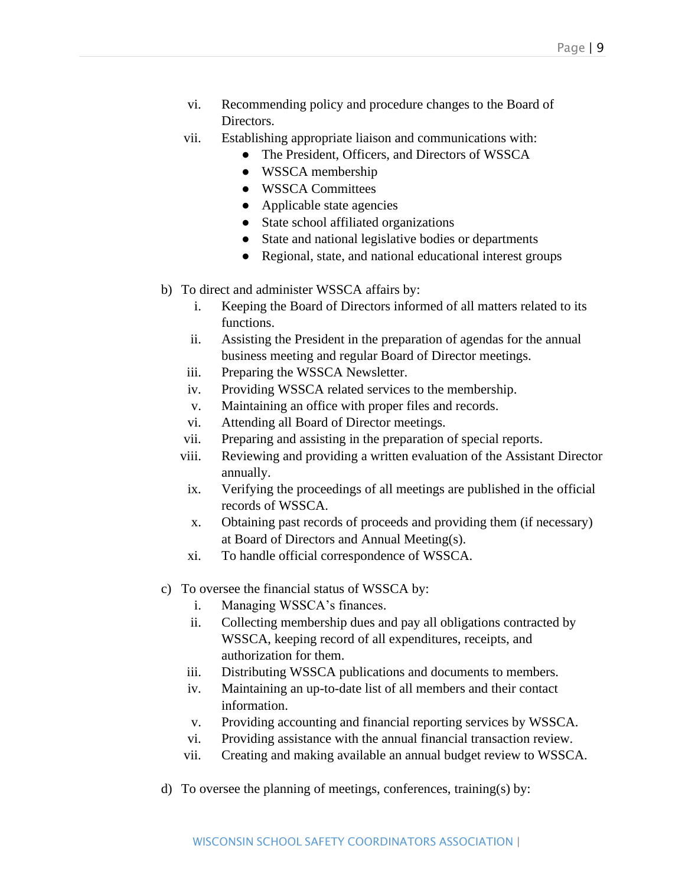vi. Recommending policy and procedure changes to the Board of Directors.
vii. Establishing appropriate liaison and communications with:
   - The President, Officers, and Directors of WSSCA
   - WSSCA membership
   - WSSCA Committees
   - Applicable state agencies
   - State school affiliated organizations
   - State and national legislative bodies or departments
   - Regional, state, and national educational interest groups

b) To direct and administer WSSCA affairs by:
   i. Keeping the Board of Directors informed of all matters related to its functions.
   ii. Assisting the President in the preparation of agendas for the annual business meeting and regular Board of Director meetings.
   iii. Preparing the WSSCA Newsletter.
   iv. Providing WSSCA related services to the membership.
   v. Maintaining an office with proper files and records.
   vi. Attending all Board of Director meetings.
   vii. Preparing and assisting in the preparation of special reports.
   viii. Reviewing and providing a written evaluation of the Assistant Director annually.
   ix. Verifying the proceedings of all meetings are published in the official records of WSSCA.
   x. Obtaining past records of proceeds and providing them (if necessary) at Board of Directors and Annual Meeting(s).
   xi. To handle official correspondence of WSSCA.

c) To oversee the financial status of WSSCA by:
   i. Managing WSSCA's finances.
   ii. Collecting membership dues and pay all obligations contracted by WSSCA, keeping record of all expenditures, receipts, and authorization for them.
   iii. Distributing WSSCA publications and documents to members.
   iv. Maintaining an up-to-date list of all members and their contact information.
   v. Providing accounting and financial reporting services by WSSCA.
   vi. Providing assistance with the annual financial transaction review.
   vii. Creating and making available an annual budget review to WSSCA.

d) To oversee the planning of meetings, conferences, training(s) by: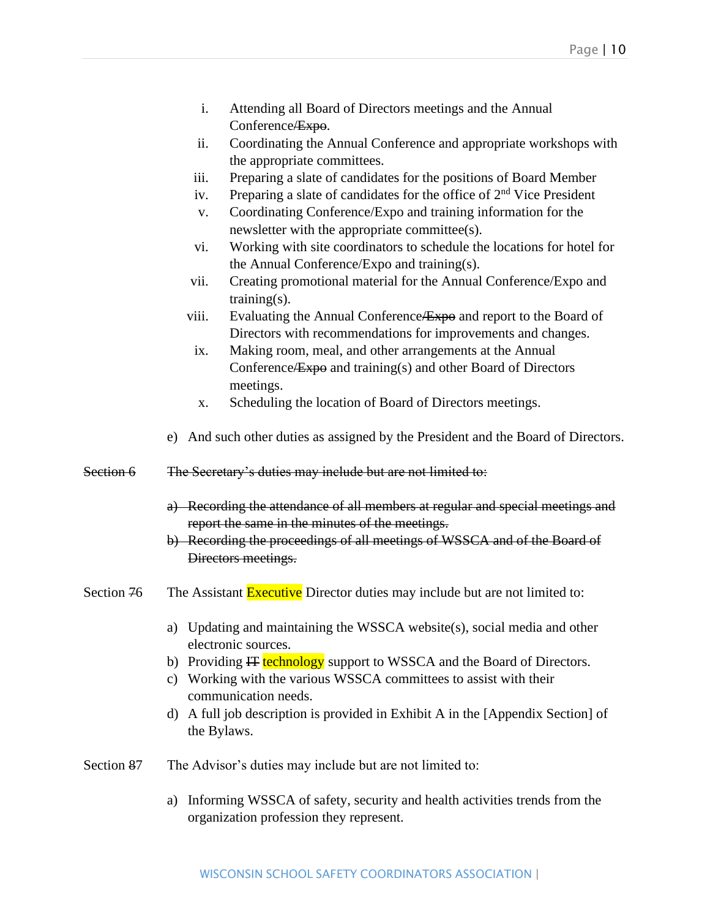i. Attending all Board of Directors meetings and the Annual Conference~~/Expo~~.
ii. Coordinating the Annual Conference and appropriate workshops with the appropriate committees.
iii. Preparing a slate of candidates for the positions of Board Member
iv. Preparing a slate of candidates for the office of 2nd Vice President
v. Coordinating Conference/Expo and training information for the newsletter with the appropriate committee(s).
vi. Working with site coordinators to schedule the locations for hotel for the Annual Conference/Expo and training(s).
vii. Creating promotional material for the Annual Conference/Expo and training(s).
viii. Evaluating the Annual Conference~~/Expo~~ and report to the Board of Directors with recommendations for improvements and changes.
ix. Making room, meal, and other arrangements at the Annual Conference~~/Expo~~ and training(s) and other Board of Directors meetings.
x. Scheduling the location of Board of Directors meetings.

e) And such other duties as assigned by the President and the Board of Directors.

~~Section 6~~ ~~The Secretary's duties may include but are not limited to:~~

~~a) Recording the attendance of all members at regular and special meetings and report the same in the minutes of the meetings.~~
~~b) Recording the proceedings of all meetings of WSSCA and of the Board of Directors meetings.~~

Section ~~7~~6 The Assistant Executive Director duties may include but are not limited to:

a) Updating and maintaining the WSSCA website(s), social media and other electronic sources.
b) Providing ~~IT~~ technology support to WSSCA and the Board of Directors.
c) Working with the various WSSCA committees to assist with their communication needs.
d) A full job description is provided in Exhibit A in the [Appendix Section] of the Bylaws.

Section ~~8~~7 The Advisor's duties may include but are not limited to:

a) Informing WSSCA of safety, security and health activities trends from the organization profession they represent.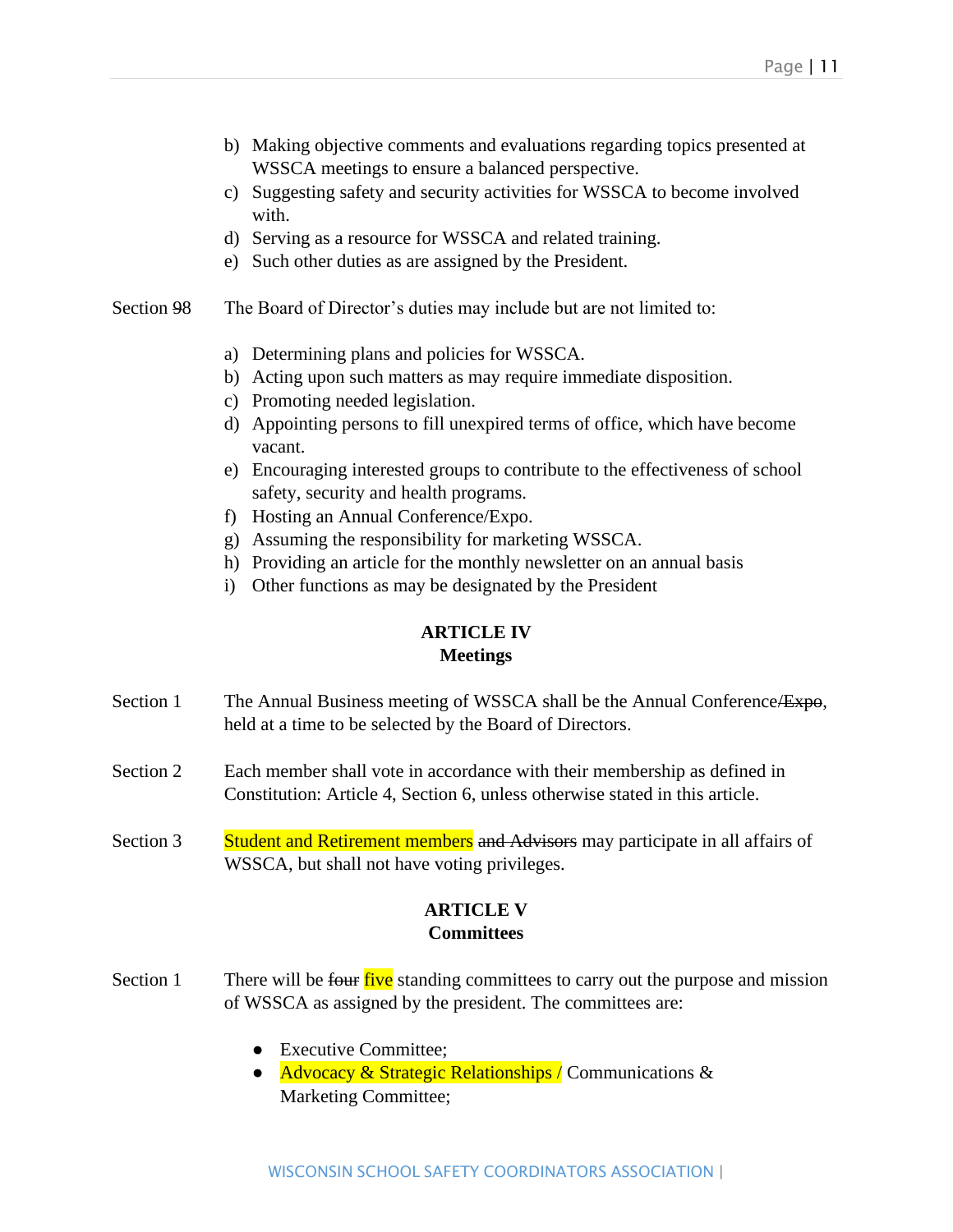b) Making objective comments and evaluations regarding topics presented at WSSCA meetings to ensure a balanced perspective.
c) Suggesting safety and security activities for WSSCA to become involved with.
d) Serving as a resource for WSSCA and related training.
e) Such other duties as are assigned by the President.

Section ~~9~~8 The Board of Director's duties may include but are not limited to:

a) Determining plans and policies for WSSCA.
b) Acting upon such matters as may require immediate disposition.
c) Promoting needed legislation.
d) Appointing persons to fill unexpired terms of office, which have become vacant.
e) Encouraging interested groups to contribute to the effectiveness of school safety, security and health programs.
f) Hosting an Annual Conference/Expo.
g) Assuming the responsibility for marketing WSSCA.
h) Providing an article for the monthly newsletter on an annual basis
i) Other functions as may be designated by the President

## ARTICLE IV
## Meetings

Section 1 The Annual Business meeting of WSSCA shall be the Annual Conference~~/Expo~~, held at a time to be selected by the Board of Directors.

Section 2 Each member shall vote in accordance with their membership as defined in Constitution: Article 4, Section 6, unless otherwise stated in this article.

Section 3 Student and Retirement members ~~and Advisors~~ may participate in all affairs of WSSCA, but shall not have voting privileges.

## ARTICLE V
## Committees

Section 1 There will be ~~four~~ five standing committees to carry out the purpose and mission of WSSCA as assigned by the president. The committees are:

- Executive Committee;
- Advocacy & Strategic Relationships / Communications & Marketing Committee;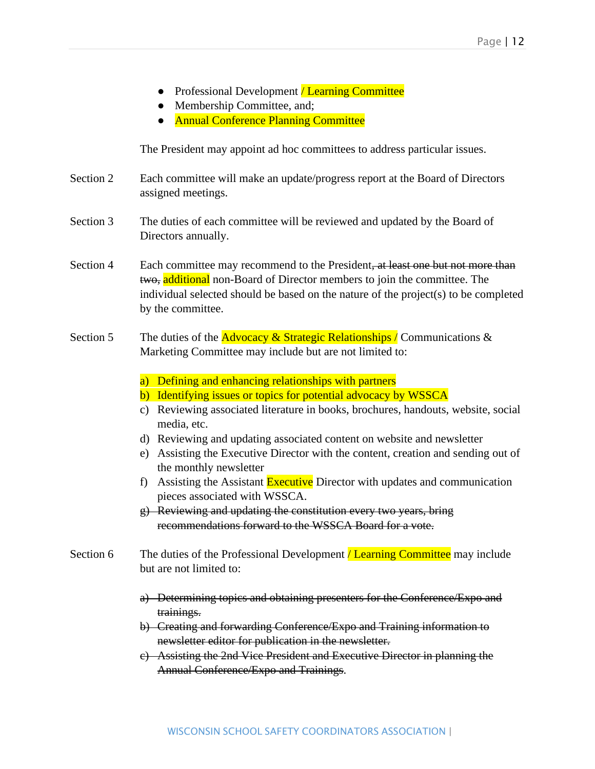- Professional Development / Learning Committee
- Membership Committee, and;
- Annual Conference Planning Committee

The President may appoint ad hoc committees to address particular issues.

Section 2 Each committee will make an update/progress report at the Board of Directors assigned meetings.

Section 3 The duties of each committee will be reviewed and updated by the Board of Directors annually.

Section 4 Each committee may recommend to the President~~, at least one but not more than two,~~ additional non-Board of Director members to join the committee. The individual selected should be based on the nature of the project(s) to be completed by the committee.

Section 5 The duties of the Advocacy & Strategic Relationships / Communications & Marketing Committee may include but are not limited to:

a) Defining and enhancing relationships with partners
b) Identifying issues or topics for potential advocacy by WSSCA
c) Reviewing associated literature in books, brochures, handouts, website, social media, etc.
d) Reviewing and updating associated content on website and newsletter
e) Assisting the Executive Director with the content, creation and sending out of the monthly newsletter
f) Assisting the Assistant Executive Director with updates and communication pieces associated with WSSCA.
~~g) Reviewing and updating the constitution every two years, bring recommendations forward to the WSSCA Board for a vote.~~

Section 6 The duties of the Professional Development / Learning Committee may include but are not limited to:

~~a) Determining topics and obtaining presenters for the Conference/Expo and trainings.~~
~~b) Creating and forwarding Conference/Expo and Training information to newsletter editor for publication in the newsletter.~~
~~c) Assisting the 2nd Vice President and Executive Director in planning the Annual Conference/Expo and Trainings~~.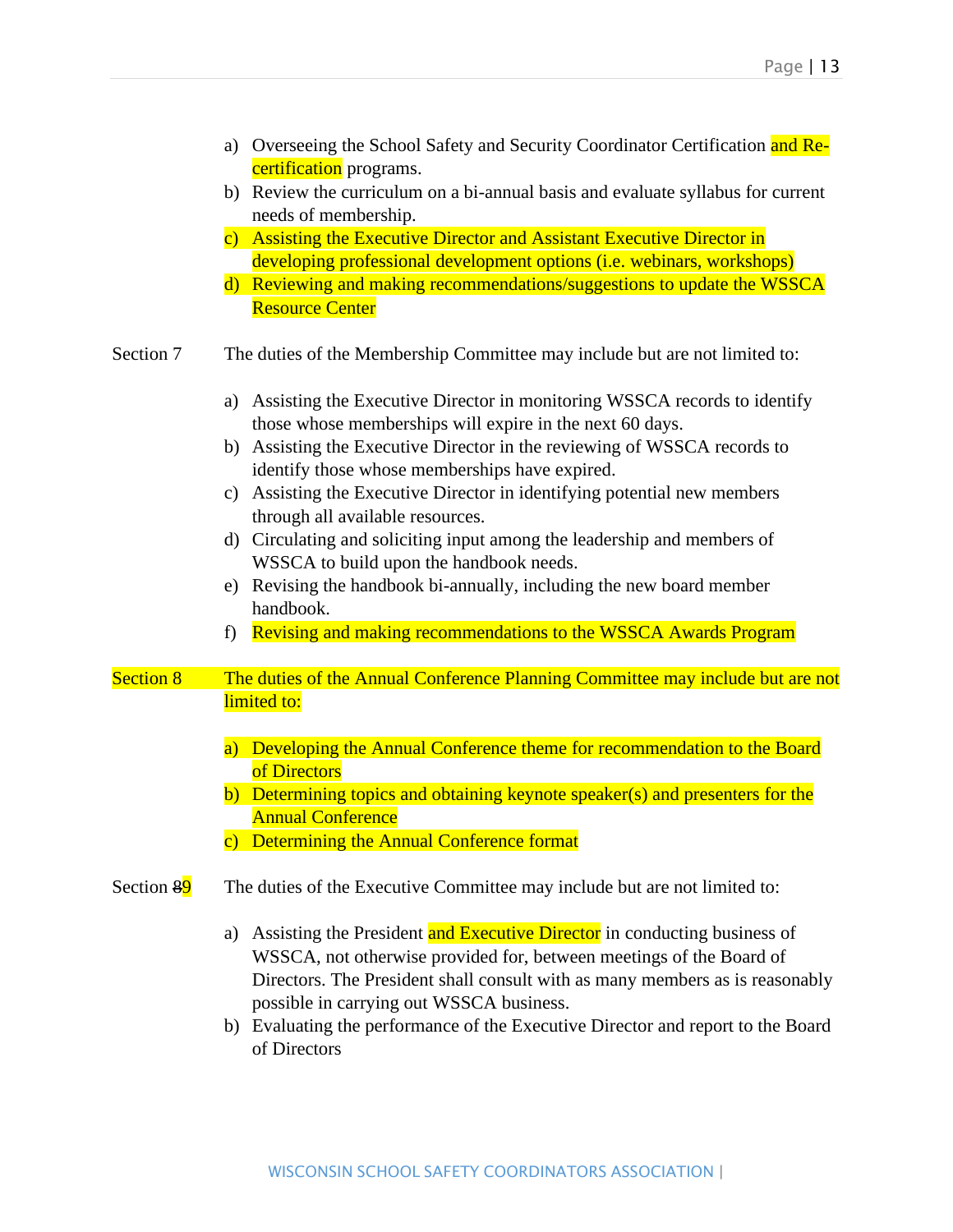a) Overseeing the School Safety and Security Coordinator Certification and Re-certification programs.
b) Review the curriculum on a bi-annual basis and evaluate syllabus for current needs of membership.
c) Assisting the Executive Director and Assistant Executive Director in developing professional development options (i.e. webinars, workshops)
d) Reviewing and making recommendations/suggestions to update the WSSCA Resource Center

Section 7 The duties of the Membership Committee may include but are not limited to:

a) Assisting the Executive Director in monitoring WSSCA records to identify those whose memberships will expire in the next 60 days.
b) Assisting the Executive Director in the reviewing of WSSCA records to identify those whose memberships have expired.
c) Assisting the Executive Director in identifying potential new members through all available resources.
d) Circulating and soliciting input among the leadership and members of WSSCA to build upon the handbook needs.
e) Revising the handbook bi-annually, including the new board member handbook.
f) Revising and making recommendations to the WSSCA Awards Program

Section 8 The duties of the Annual Conference Planning Committee may include but are not limited to:

a) Developing the Annual Conference theme for recommendation to the Board of Directors
b) Determining topics and obtaining keynote speaker(s) and presenters for the Annual Conference
c) Determining the Annual Conference format

Section ~~8~~9 The duties of the Executive Committee may include but are not limited to:

a) Assisting the President and Executive Director in conducting business of WSSCA, not otherwise provided for, between meetings of the Board of Directors. The President shall consult with as many members as is reasonably possible in carrying out WSSCA business.
b) Evaluating the performance of the Executive Director and report to the Board of Directors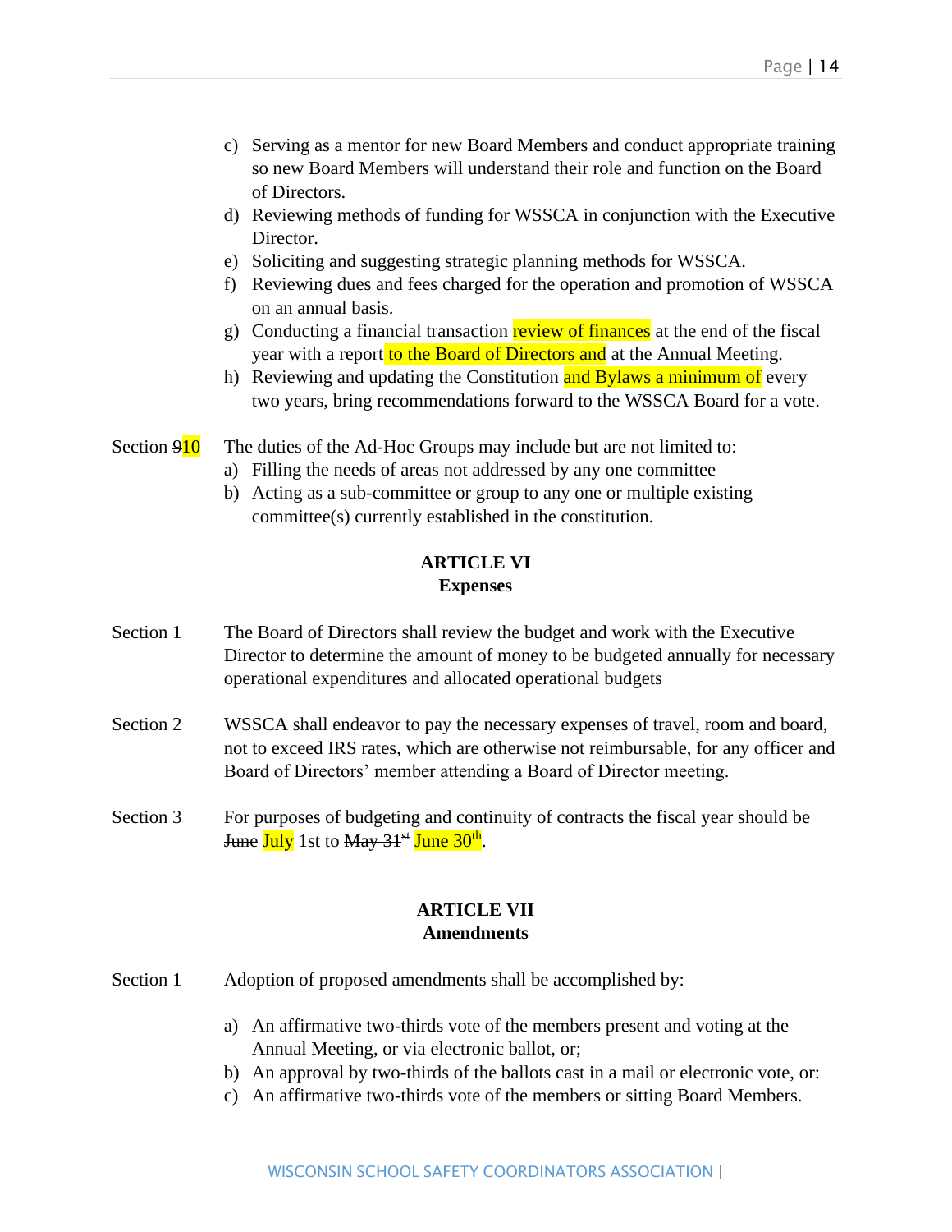c) Serving as a mentor for new Board Members and conduct appropriate training so new Board Members will understand their role and function on the Board of Directors.
d) Reviewing methods of funding for WSSCA in conjunction with the Executive Director.
e) Soliciting and suggesting strategic planning methods for WSSCA.
f) Reviewing dues and fees charged for the operation and promotion of WSSCA on an annual basis.
g) Conducting a ~~financial transaction~~ review of finances at the end of the fiscal year with a report to the Board of Directors and at the Annual Meeting.
h) Reviewing and updating the Constitution and Bylaws a minimum of every two years, bring recommendations forward to the WSSCA Board for a vote.

Section ~~9~~10 The duties of the Ad-Hoc Groups may include but are not limited to:

a) Filling the needs of areas not addressed by any one committee
b) Acting as a sub-committee or group to any one or multiple existing committee(s) currently established in the constitution.

## ARTICLE VI
## Expenses

Section 1 The Board of Directors shall review the budget and work with the Executive Director to determine the amount of money to be budgeted annually for necessary operational expenditures and allocated operational budgets

Section 2 WSSCA shall endeavor to pay the necessary expenses of travel, room and board, not to exceed IRS rates, which are otherwise not reimbursable, for any officer and Board of Directors' member attending a Board of Director meeting.

Section 3 For purposes of budgeting and continuity of contracts the fiscal year should be ~~June~~ July 1st to ~~May 31st~~ June 30th.

## ARTICLE VII
## Amendments

Section 1 Adoption of proposed amendments shall be accomplished by:

a) An affirmative two-thirds vote of the members present and voting at the Annual Meeting, or via electronic ballot, or;
b) An approval by two-thirds of the ballots cast in a mail or electronic vote, or:
c) An affirmative two-thirds vote of the members or sitting Board Members.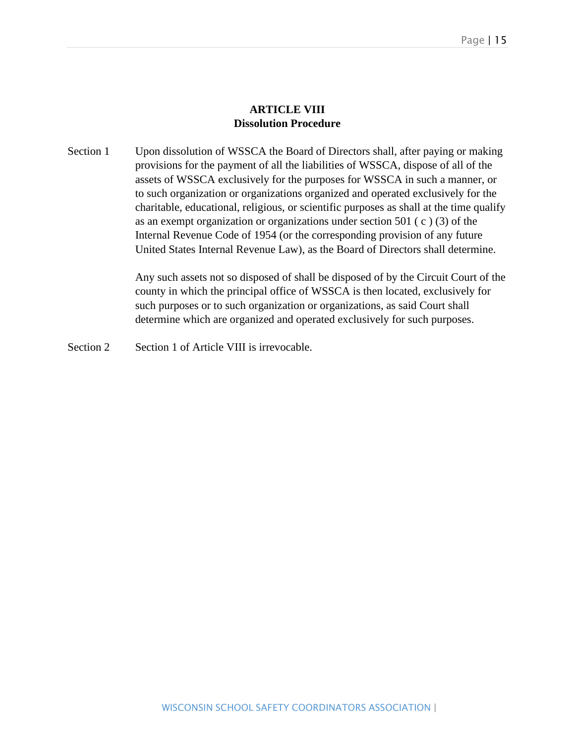## ARTICLE VIII
## Dissolution Procedure

Section 1 Upon dissolution of WSSCA the Board of Directors shall, after paying or making provisions for the payment of all the liabilities of WSSCA, dispose of all of the assets of WSSCA exclusively for the purposes for WSSCA in such a manner, or to such organization or organizations organized and operated exclusively for the charitable, educational, religious, or scientific purposes as shall at the time qualify as an exempt organization or organizations under section 501 ( c ) (3) of the Internal Revenue Code of 1954 (or the corresponding provision of any future United States Internal Revenue Law), as the Board of Directors shall determine.

Any such assets not so disposed of shall be disposed of by the Circuit Court of the county in which the principal office of WSSCA is then located, exclusively for such purposes or to such organization or organizations, as said Court shall determine which are organized and operated exclusively for such purposes.

Section 2 Section 1 of Article VIII is irrevocable.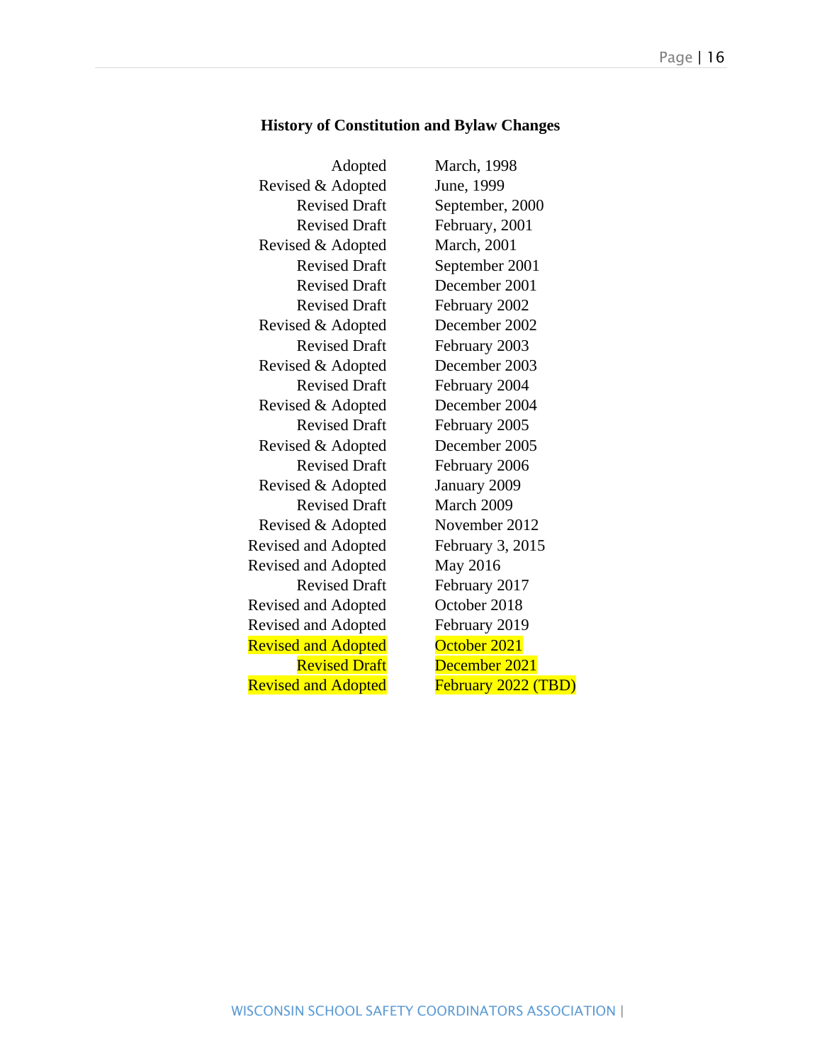## History of Constitution and Bylaw Changes

| | |
|---|---|
| Adopted | March, 1998 |
| Revised & Adopted | June, 1999 |
| Revised Draft | September, 2000 |
| Revised Draft | February, 2001 |
| Revised & Adopted | March, 2001 |
| Revised Draft | September 2001 |
| Revised Draft | December 2001 |
| Revised Draft | February 2002 |
| Revised & Adopted | December 2002 |
| Revised Draft | February 2003 |
| Revised & Adopted | December 2003 |
| Revised Draft | February 2004 |
| Revised & Adopted | December 2004 |
| Revised Draft | February 2005 |
| Revised & Adopted | December 2005 |
| Revised Draft | February 2006 |
| Revised & Adopted | January 2009 |
| Revised Draft | March 2009 |
| Revised & Adopted | November 2012 |
| Revised and Adopted | February 3, 2015 |
| Revised and Adopted | May 2016 |
| Revised Draft | February 2017 |
| Revised and Adopted | October 2018 |
| Revised and Adopted | February 2019 |
| Revised and Adopted | October 2021 |
| Revised Draft | December 2021 |
| Revised and Adopted | February 2022 (TBD) |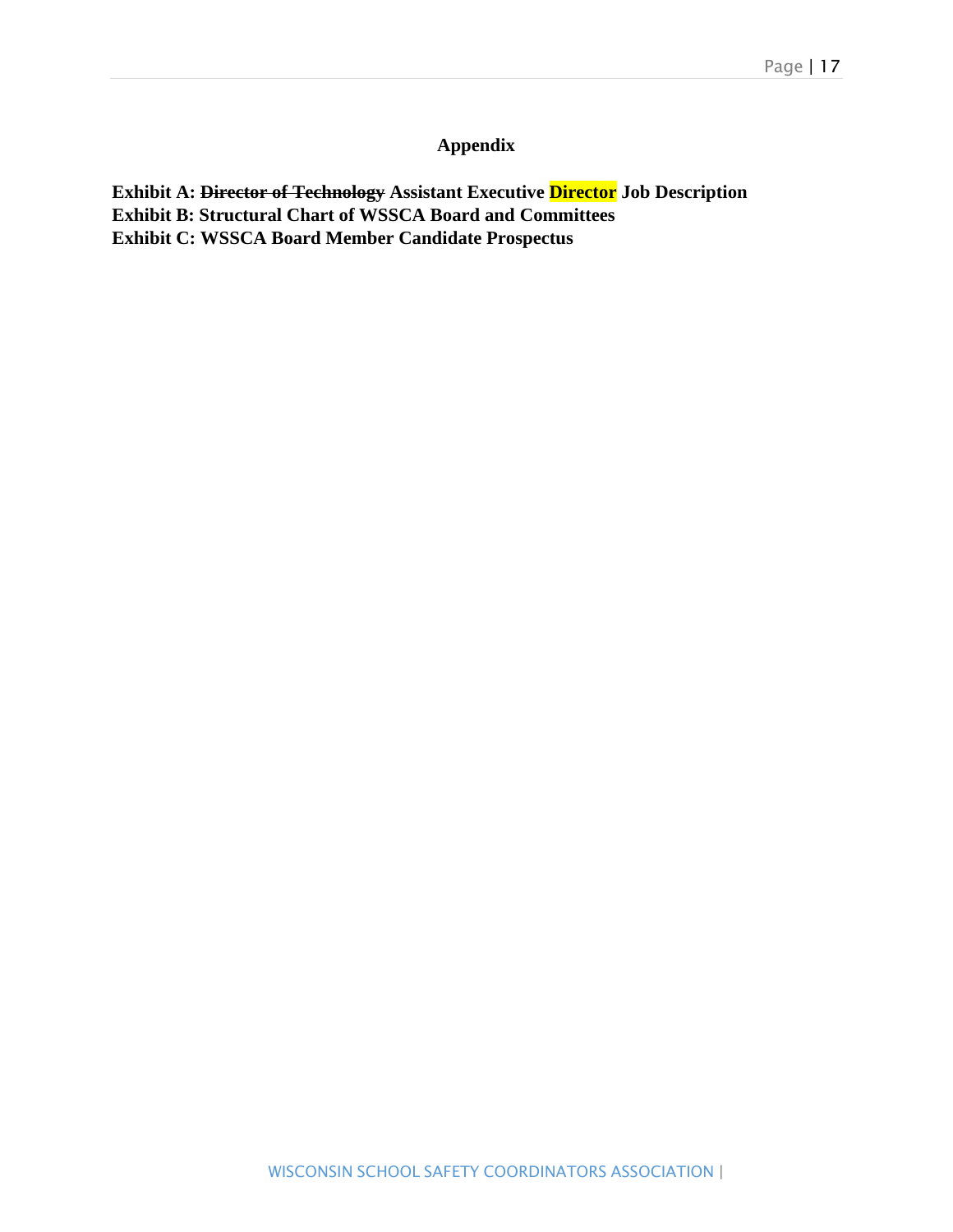# Appendix

**Exhibit A: ~~Director of Technology~~ Assistant Executive Director Job Description**
**Exhibit B: Structural Chart of WSSCA Board and Committees**
**Exhibit C: WSSCA Board Member Candidate Prospectus**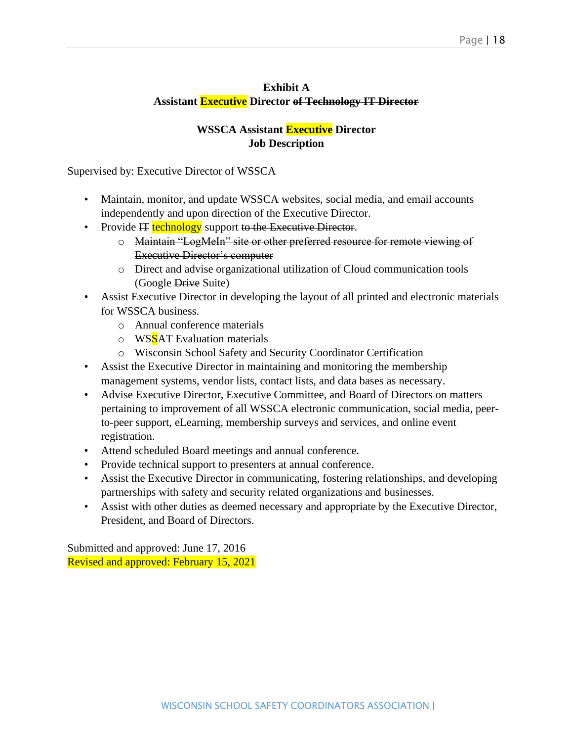**Exhibit A**
**Assistant Executive Director ~~of Technology IT Director~~**

**WSSCA Assistant Executive Director**
**Job Description**

Supervised by: Executive Director of WSSCA

- Maintain, monitor, and update WSSCA websites, social media, and email accounts independently and upon direction of the Executive Director.
- Provide ~~IT~~ technology support ~~to the Executive Director~~.
  - ~~Maintain "LogMeIn" site or other preferred resource for remote viewing of Executive Director's computer~~
  - Direct and advise organizational utilization of Cloud communication tools (Google ~~Drive~~ Suite)
- Assist Executive Director in developing the layout of all printed and electronic materials for WSSCA business.
  - Annual conference materials
  - WSSAT Evaluation materials
  - Wisconsin School Safety and Security Coordinator Certification
- Assist the Executive Director in maintaining and monitoring the membership management systems, vendor lists, contact lists, and data bases as necessary.
- Advise Executive Director, Executive Committee, and Board of Directors on matters pertaining to improvement of all WSSCA electronic communication, social media, peer-to-peer support, eLearning, membership surveys and services, and online event registration.
- Attend scheduled Board meetings and annual conference.
- Provide technical support to presenters at annual conference.
- Assist the Executive Director in communicating, fostering relationships, and developing partnerships with safety and security related organizations and businesses.
- Assist with other duties as deemed necessary and appropriate by the Executive Director, President, and Board of Directors.

Submitted and approved: June 17, 2016
Revised and approved: February 15, 2021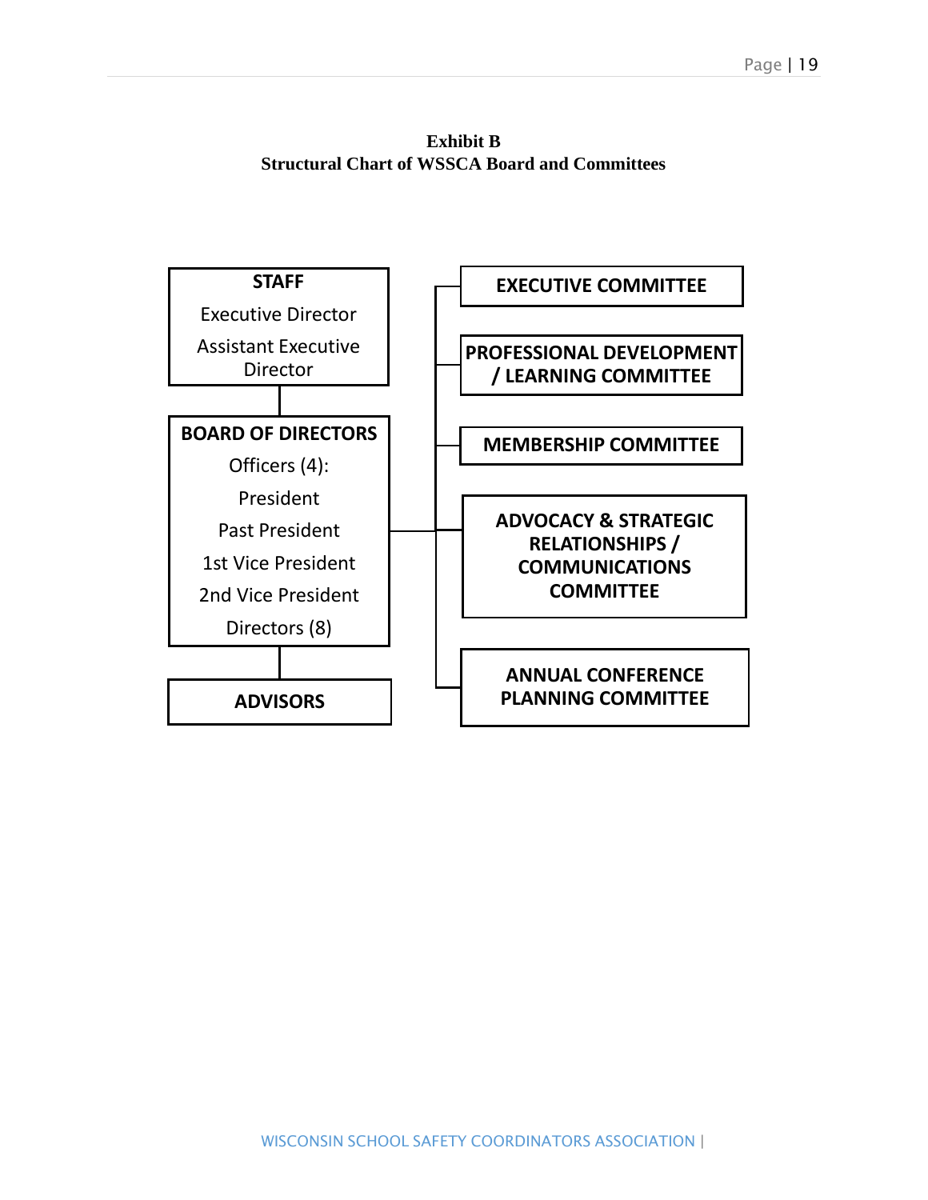**Exhibit B**
**Structural Chart of WSSCA Board and Committees**

**STAFF**

Executive Director

Assistant Executive Director

**BOARD OF DIRECTORS**

Officers (4):

President

Past President

1st Vice President

2nd Vice President

Directors (8)

**ADVISORS**

**EXECUTIVE COMMITTEE**

**PROFESSIONAL DEVELOPMENT / LEARNING COMMITTEE**

**MEMBERSHIP COMMITTEE**

**ADVOCACY & STRATEGIC RELATIONSHIPS / COMMUNICATIONS COMMITTEE**

**ANNUAL CONFERENCE PLANNING COMMITTEE**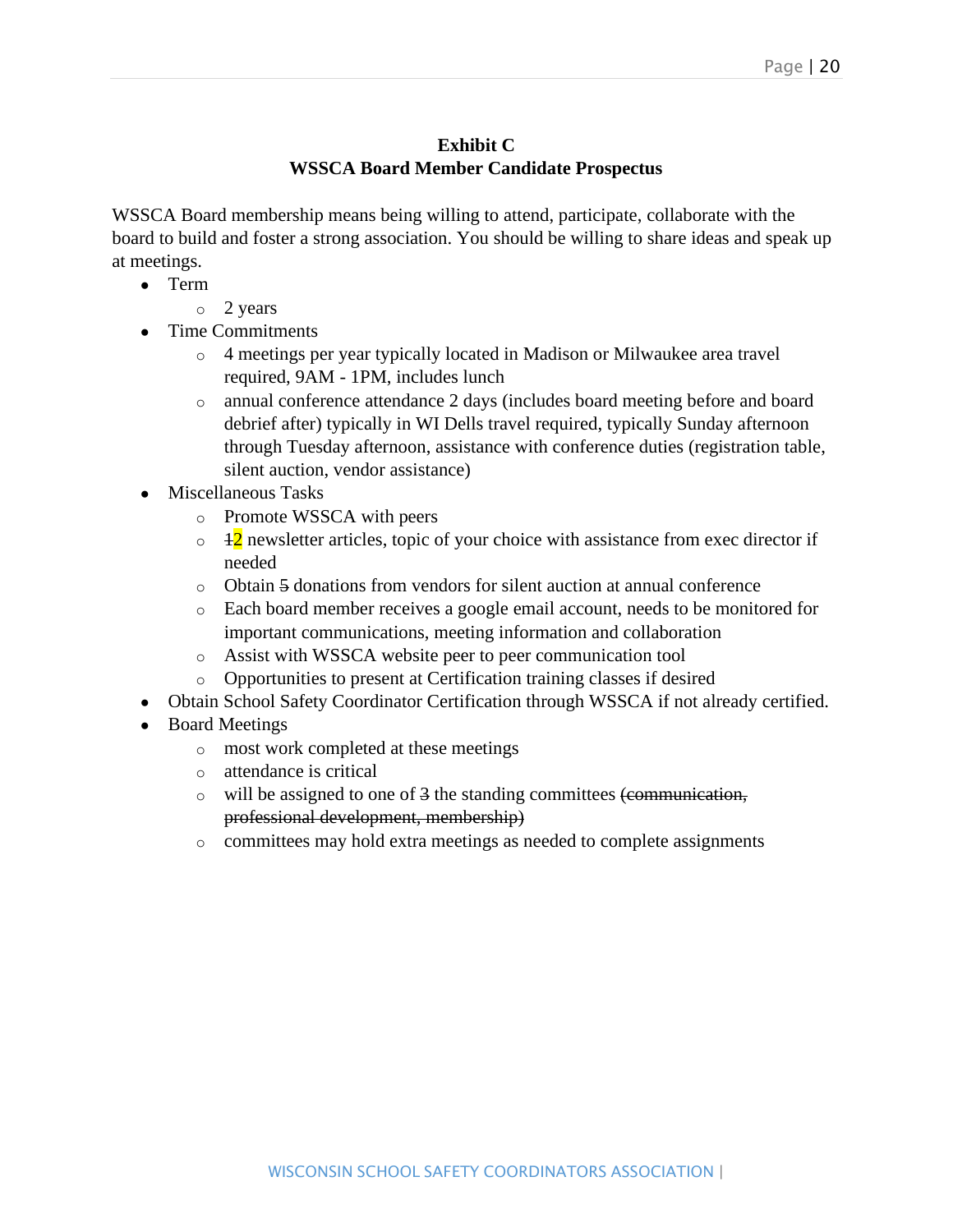**Exhibit C**
**WSSCA Board Member Candidate Prospectus**

WSSCA Board membership means being willing to attend, participate, collaborate with the board to build and foster a strong association. You should be willing to share ideas and speak up at meetings.

- Term
  - 2 years
- Time Commitments
  - 4 meetings per year typically located in Madison or Milwaukee area travel required, 9AM - 1PM, includes lunch
  - annual conference attendance 2 days (includes board meeting before and board debrief after) typically in WI Dells travel required, typically Sunday afternoon through Tuesday afternoon, assistance with conference duties (registration table, silent auction, vendor assistance)
- Miscellaneous Tasks
  - Promote WSSCA with peers
  - ~~1~~2 newsletter articles, topic of your choice with assistance from exec director if needed
  - Obtain ~~5~~ donations from vendors for silent auction at annual conference
  - Each board member receives a google email account, needs to be monitored for important communications, meeting information and collaboration
  - Assist with WSSCA website peer to peer communication tool
  - Opportunities to present at Certification training classes if desired
- Obtain School Safety Coordinator Certification through WSSCA if not already certified.
- Board Meetings
  - most work completed at these meetings
  - attendance is critical
  - will be assigned to one of ~~3~~ the standing committees ~~(communication, professional development, membership)~~
  - committees may hold extra meetings as needed to complete assignments